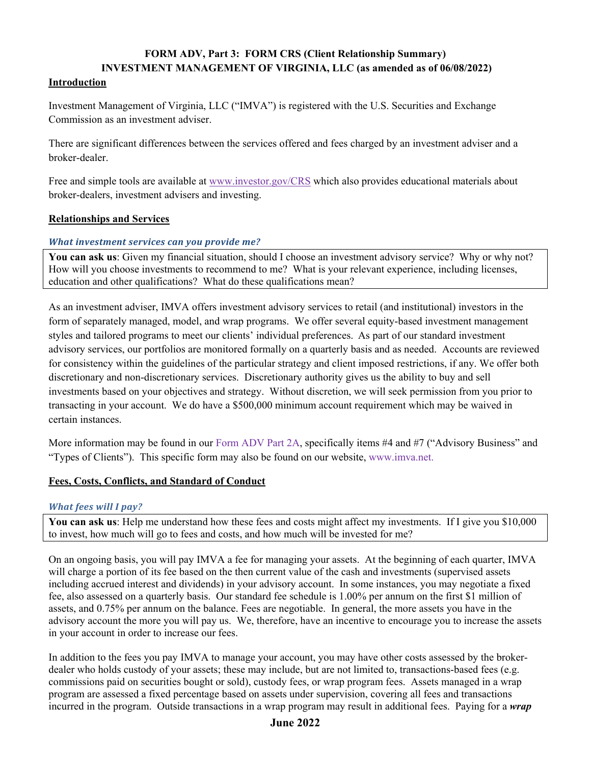# FORM ADV, Part 3: FORM CRS (Client Relationship Summary)
# INVESTMENT MANAGEMENT OF VIRGINIA, LLC (as amended as of 06/08/2022)

## Introduction

Investment Management of Virginia, LLC ("IMVA") is registered with the U.S. Securities and Exchange Commission as an investment adviser.

There are significant differences between the services offered and fees charged by an investment adviser and a broker-dealer.

Free and simple tools are available at www.investor.gov/CRS which also provides educational materials about broker-dealers, investment advisers and investing.

## Relationships and Services

### *What investment services can you provide me?*

> **You can ask us**: Given my financial situation, should I choose an investment advisory service? Why or why not? How will you choose investments to recommend to me? What is your relevant experience, including licenses, education and other qualifications? What do these qualifications mean?

As an investment adviser, IMVA offers investment advisory services to retail (and institutional) investors in the form of separately managed, model, and wrap programs. We offer several equity-based investment management styles and tailored programs to meet our clients' individual preferences. As part of our standard investment advisory services, our portfolios are monitored formally on a quarterly basis and as needed. Accounts are reviewed for consistency within the guidelines of the particular strategy and client imposed restrictions, if any. We offer both discretionary and non-discretionary services. Discretionary authority gives us the ability to buy and sell investments based on your objectives and strategy. Without discretion, we will seek permission from you prior to transacting in your account. We do have a $500,000 minimum account requirement which may be waived in certain instances.

More information may be found in our Form ADV Part 2A, specifically items #4 and #7 ("Advisory Business" and "Types of Clients"). This specific form may also be found on our website, www.imva.net.

## Fees, Costs, Conflicts, and Standard of Conduct

### *What fees will I pay?*

> **You can ask us**: Help me understand how these fees and costs might affect my investments. If I give you $10,000 to invest, how much will go to fees and costs, and how much will be invested for me?

On an ongoing basis, you will pay IMVA a fee for managing your assets. At the beginning of each quarter, IMVA will charge a portion of its fee based on the then current value of the cash and investments (supervised assets including accrued interest and dividends) in your advisory account. In some instances, you may negotiate a fixed fee, also assessed on a quarterly basis. Our standard fee schedule is 1.00% per annum on the first $1 million of assets, and 0.75% per annum on the balance. Fees are negotiable. In general, the more assets you have in the advisory account the more you will pay us. We, therefore, have an incentive to encourage you to increase the assets in your account in order to increase our fees.

In addition to the fees you pay IMVA to manage your account, you may have other costs assessed by the broker-dealer who holds custody of your assets; these may include, but are not limited to, transactions-based fees (e.g. commissions paid on securities bought or sold), custody fees, or wrap program fees. Assets managed in a wrap program are assessed a fixed percentage based on assets under supervision, covering all fees and transactions incurred in the program. Outside transactions in a wrap program may result in additional fees. Paying for a ***wrap***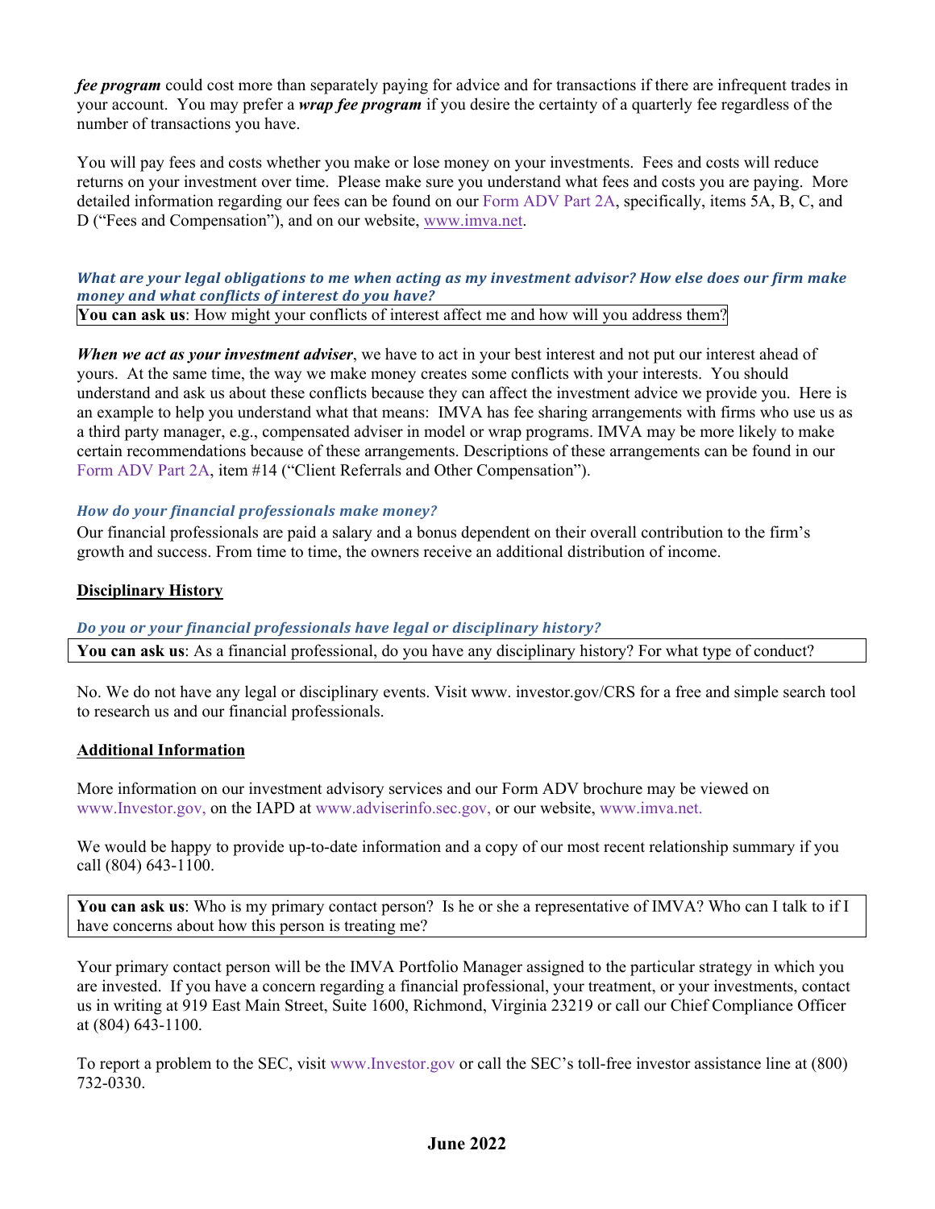***fee program*** could cost more than separately paying for advice and for transactions if there are infrequent trades in your account. You may prefer a ***wrap fee program*** if you desire the certainty of a quarterly fee regardless of the number of transactions you have.

You will pay fees and costs whether you make or lose money on your investments. Fees and costs will reduce returns on your investment over time. Please make sure you understand what fees and costs you are paying. More detailed information regarding our fees can be found on our Form ADV Part 2A, specifically, items 5A, B, C, and D ("Fees and Compensation"), and on our website, www.imva.net.

***What are your legal obligations to me when acting as my investment advisor? How else does our firm make money and what conflicts of interest do you have?***

**You can ask us**: How might your conflicts of interest affect me and how will you address them?

***When we act as your investment adviser***, we have to act in your best interest and not put our interest ahead of yours. At the same time, the way we make money creates some conflicts with your interests. You should understand and ask us about these conflicts because they can affect the investment advice we provide you. Here is an example to help you understand what that means: IMVA has fee sharing arrangements with firms who use us as a third party manager, e.g., compensated adviser in model or wrap programs. IMVA may be more likely to make certain recommendations because of these arrangements. Descriptions of these arrangements can be found in our Form ADV Part 2A, item #14 ("Client Referrals and Other Compensation").

***How do your financial professionals make money?***

Our financial professionals are paid a salary and a bonus dependent on their overall contribution to the firm's growth and success. From time to time, the owners receive an additional distribution of income.

**<u>Disciplinary History</u>**

***Do you or your financial professionals have legal or disciplinary history?***

**You can ask us**: As a financial professional, do you have any disciplinary history? For what type of conduct?

No. We do not have any legal or disciplinary events. Visit www. investor.gov/CRS for a free and simple search tool to research us and our financial professionals.

**<u>Additional Information</u>**

More information on our investment advisory services and our Form ADV brochure may be viewed on www.Investor.gov, on the IAPD at www.adviserinfo.sec.gov, or our website, www.imva.net.

We would be happy to provide up-to-date information and a copy of our most recent relationship summary if you call (804) 643-1100.

**You can ask us**: Who is my primary contact person? Is he or she a representative of IMVA? Who can I talk to if I have concerns about how this person is treating me?

Your primary contact person will be the IMVA Portfolio Manager assigned to the particular strategy in which you are invested. If you have a concern regarding a financial professional, your treatment, or your investments, contact us in writing at 919 East Main Street, Suite 1600, Richmond, Virginia 23219 or call our Chief Compliance Officer at (804) 643-1100.

To report a problem to the SEC, visit www.Investor.gov or call the SEC's toll-free investor assistance line at (800) 732-0330.

**June 2022**